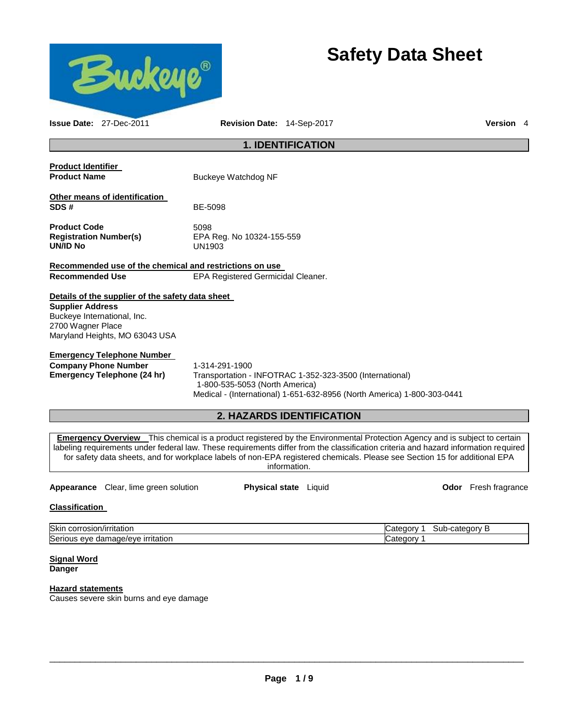# Safety Data Sheet

**Issue Date:** 27-Dec-2011 **Revision Date:** 14-Sep-2017 **Version** 4

## 1. IDENTIFICATION

**Product Identifier**

**Product Name** Buckeye Watchdog NF

**Other means of identification**

**SDS #** BE-5098

**Product Code** 5098

**Registration Number(s)** EPA Reg. No 10324-155-559

**UN/ID No** UN1903

**Recommended use of the chemical and restrictions on use**

**Recommended Use** EPA Registered Germicidal Cleaner.

**Details of the supplier of the safety data sheet**

**Supplier Address**
Buckeye International, Inc.
2700 Wagner Place
Maryland Heights, MO 63043 USA

**Emergency Telephone Number**

**Company Phone Number** 1-314-291-1900

**Emergency Telephone (24 hr)** Transportation - INFOTRAC 1-352-323-3500 (International)
1-800-535-5053 (North America)
Medical - (International) 1-651-632-8956 (North America) 1-800-303-0441

## 2. HAZARDS IDENTIFICATION

**Emergency Overview** This chemical is a product registered by the Environmental Protection Agency and is subject to certain labeling requirements under federal law. These requirements differ from the classification criteria and hazard information required for safety data sheets, and for workplace labels of non-EPA registered chemicals. Please see Section 15 for additional EPA information.

**Appearance** Clear, lime green solution **Physical state** Liquid **Odor** Fresh fragrance

**Classification**

| | |
|---|---|
| Skin corrosion/irritation | Category 1 Sub-category B |
| Serious eye damage/eye irritation | Category 1 |

**Signal Word**
**Danger**

**Hazard statements**
Causes severe skin burns and eye damage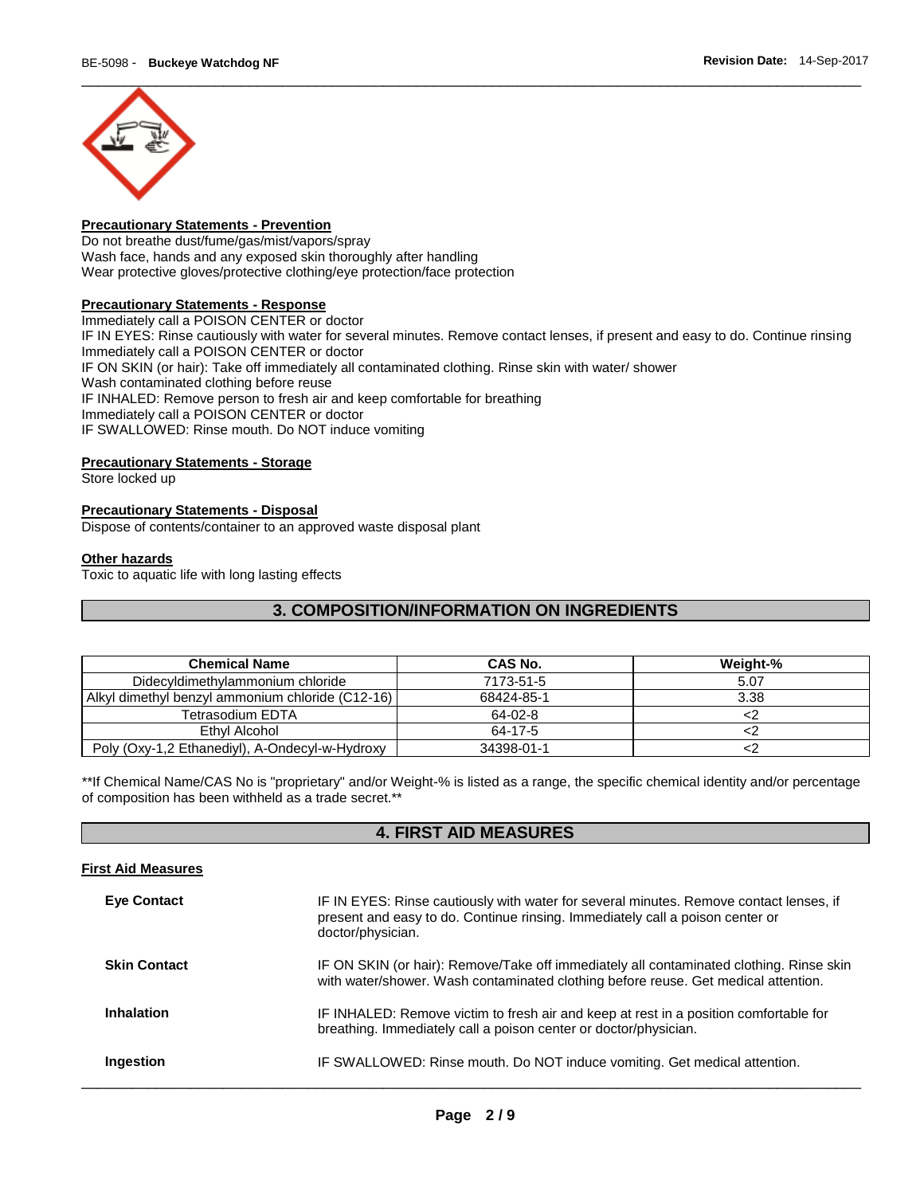**Precautionary Statements - Prevention**

Do not breathe dust/fume/gas/mist/vapors/spray
Wash face, hands and any exposed skin thoroughly after handling
Wear protective gloves/protective clothing/eye protection/face protection

**Precautionary Statements - Response**

Immediately call a POISON CENTER or doctor
IF IN EYES: Rinse cautiously with water for several minutes. Remove contact lenses, if present and easy to do. Continue rinsing
Immediately call a POISON CENTER or doctor
IF ON SKIN (or hair): Take off immediately all contaminated clothing. Rinse skin with water/ shower
Wash contaminated clothing before reuse
IF INHALED: Remove person to fresh air and keep comfortable for breathing
Immediately call a POISON CENTER or doctor
IF SWALLOWED: Rinse mouth. Do NOT induce vomiting

**Precautionary Statements - Storage**

Store locked up

**Precautionary Statements - Disposal**

Dispose of contents/container to an approved waste disposal plant

**Other hazards**

Toxic to aquatic life with long lasting effects

## 3. COMPOSITION/INFORMATION ON INGREDIENTS

| Chemical Name | CAS No. | Weight-% |
|---|---|---|
| Didecyldimethylammonium chloride | 7173-51-5 | 5.07 |
| Alkyl dimethyl benzyl ammonium chloride (C12-16) | 68424-85-1 | 3.38 |
| Tetrasodium EDTA | 64-02-8 | <2 |
| Ethyl Alcohol | 64-17-5 | <2 |
| Poly (Oxy-1,2 Ethanediyl), A-Ondecyl-w-Hydroxy | 34398-01-1 | <2 |

**If Chemical Name/CAS No is "proprietary" and/or Weight-% is listed as a range, the specific chemical identity and/or percentage of composition has been withheld as a trade secret.**

## 4. FIRST AID MEASURES

**First Aid Measures**

**Eye Contact** IF IN EYES: Rinse cautiously with water for several minutes. Remove contact lenses, if present and easy to do. Continue rinsing. Immediately call a poison center or doctor/physician.

**Skin Contact** IF ON SKIN (or hair): Remove/Take off immediately all contaminated clothing. Rinse skin with water/shower. Wash contaminated clothing before reuse. Get medical attention.

**Inhalation** IF INHALED: Remove victim to fresh air and keep at rest in a position comfortable for breathing. Immediately call a poison center or doctor/physician.

**Ingestion** IF SWALLOWED: Rinse mouth. Do NOT induce vomiting. Get medical attention.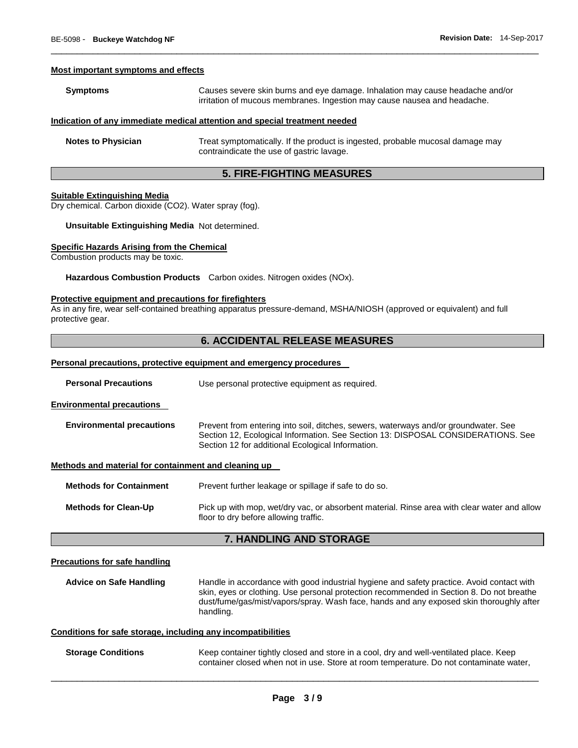#### Most important symptoms and effects

**Symptoms** Causes severe skin burns and eye damage. Inhalation may cause headache and/or irritation of mucous membranes. Ingestion may cause nausea and headache.

#### Indication of any immediate medical attention and special treatment needed

**Notes to Physician** Treat symptomatically. If the product is ingested, probable mucosal damage may contraindicate the use of gastric lavage.

## 5. FIRE-FIGHTING MEASURES

#### Suitable Extinguishing Media

Dry chemical. Carbon dioxide ($CO_2$). Water spray (fog).

**Unsuitable Extinguishing Media** Not determined.

#### Specific Hazards Arising from the Chemical

Combustion products may be toxic.

**Hazardous Combustion Products** Carbon oxides. Nitrogen oxides (NOx).

#### Protective equipment and precautions for firefighters

As in any fire, wear self-contained breathing apparatus pressure-demand, MSHA/NIOSH (approved or equivalent) and full protective gear.

## 6. ACCIDENTAL RELEASE MEASURES

#### Personal precautions, protective equipment and emergency procedures

**Personal Precautions** Use personal protective equipment as required.

#### Environmental precautions

**Environmental precautions** Prevent from entering into soil, ditches, sewers, waterways and/or groundwater. See Section 12, Ecological Information. See Section 13: DISPOSAL CONSIDERATIONS. See Section 12 for additional Ecological Information.

#### Methods and material for containment and cleaning up

**Methods for Containment** Prevent further leakage or spillage if safe to do so.

**Methods for Clean-Up** Pick up with mop, wet/dry vac, or absorbent material. Rinse area with clear water and allow floor to dry before allowing traffic.

## 7. HANDLING AND STORAGE

#### Precautions for safe handling

**Advice on Safe Handling** Handle in accordance with good industrial hygiene and safety practice. Avoid contact with skin, eyes or clothing. Use personal protection recommended in Section 8. Do not breathe dust/fume/gas/mist/vapors/spray. Wash face, hands and any exposed skin thoroughly after handling.

#### Conditions for safe storage, including any incompatibilities

**Storage Conditions** Keep container tightly closed and store in a cool, dry and well-ventilated place. Keep container closed when not in use. Store at room temperature. Do not contaminate water,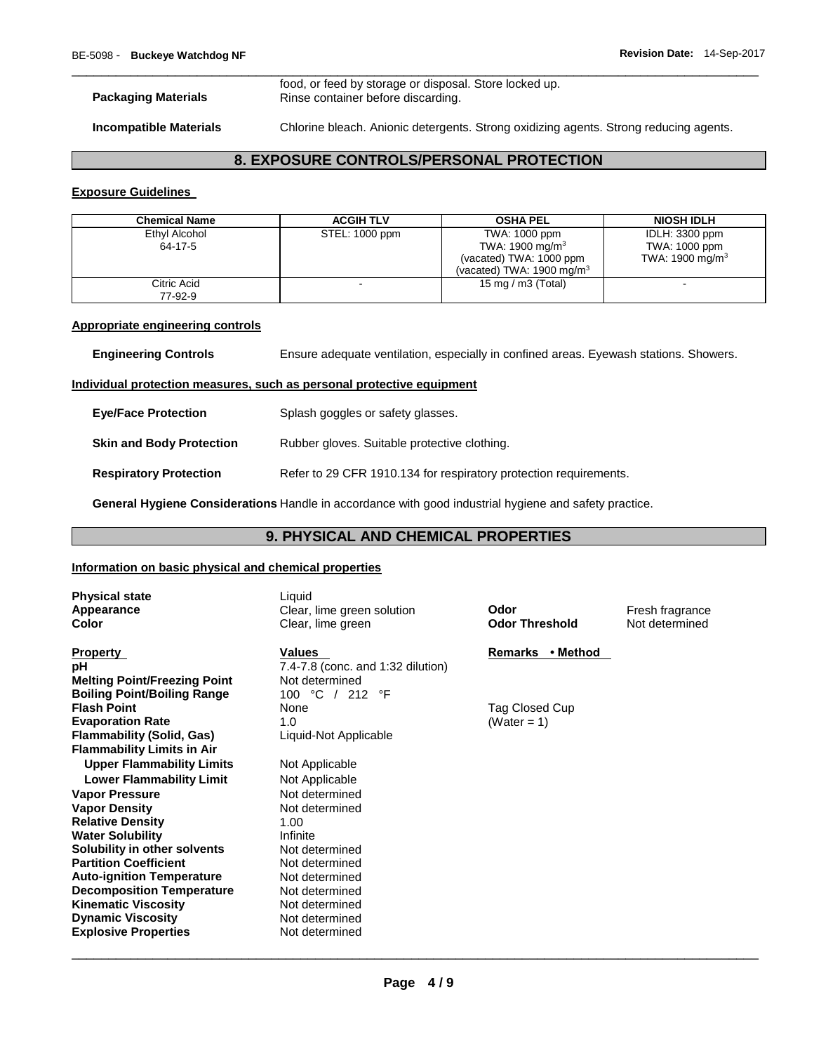| | |
|---|---|
| | food, or feed by storage or disposal. Store locked up. |
| **Packaging Materials** | Rinse container before discarding. |
| **Incompatible Materials** | Chlorine bleach. Anionic detergents. Strong oxidizing agents. Strong reducing agents. |

## 8. EXPOSURE CONTROLS/PERSONAL PROTECTION

### Exposure Guidelines

| Chemical Name | ACGIH TLV | OSHA PEL | NIOSH IDLH |
|---|---|---|---|
| Ethyl Alcohol 64-17-5 | STEL: 1000 ppm | TWA: 1000 ppm TWA: 1900 mg/m$^3$ (vacated) TWA: 1000 ppm (vacated) TWA: 1900 mg/m$^3$ | IDLH: 3300 ppm TWA: 1000 ppm TWA: 1900 mg/m$^3$ |
| Citric Acid 77-92-9 | - | 15 mg / m3 (Total) | - |

### Appropriate engineering controls

**Engineering Controls** Ensure adequate ventilation, especially in confined areas. Eyewash stations. Showers.

### Individual protection measures, such as personal protective equipment

**Eye/Face Protection** Splash goggles or safety glasses.

**Skin and Body Protection** Rubber gloves. Suitable protective clothing.

**Respiratory Protection** Refer to 29 CFR 1910.134 for respiratory protection requirements.

**General Hygiene Considerations** Handle in accordance with good industrial hygiene and safety practice.

## 9. PHYSICAL AND CHEMICAL PROPERTIES

### Information on basic physical and chemical properties

**Physical state** Liquid
**Appearance** Clear, lime green solution
**Color** Clear, lime green
**Odor** Fresh fragrance
**Odor Threshold** Not determined

| Property | Values | Remarks • Method |
|---|---|---|
| **pH** | 7.4-7.8 (conc. and 1:32 dilution) | |
| **Melting Point/Freezing Point** | Not determined | |
| **Boiling Point/Boiling Range** | 100 °C / 212 °F | |
| **Flash Point** | None | Tag Closed Cup |
| **Evaporation Rate** | 1.0 | (Water = 1) |
| **Flammability (Solid, Gas)** | Liquid-Not Applicable | |
| **Flammability Limits in Air** | | |
| **Upper Flammability Limits** | Not Applicable | |
| **Lower Flammability Limit** | Not Applicable | |
| **Vapor Pressure** | Not determined | |
| **Vapor Density** | Not determined | |
| **Relative Density** | 1.00 | |
| **Water Solubility** | Infinite | |
| **Solubility in other solvents** | Not determined | |
| **Partition Coefficient** | Not determined | |
| **Auto-ignition Temperature** | Not determined | |
| **Decomposition Temperature** | Not determined | |
| **Kinematic Viscosity** | Not determined | |
| **Dynamic Viscosity** | Not determined | |
| **Explosive Properties** | Not determined | |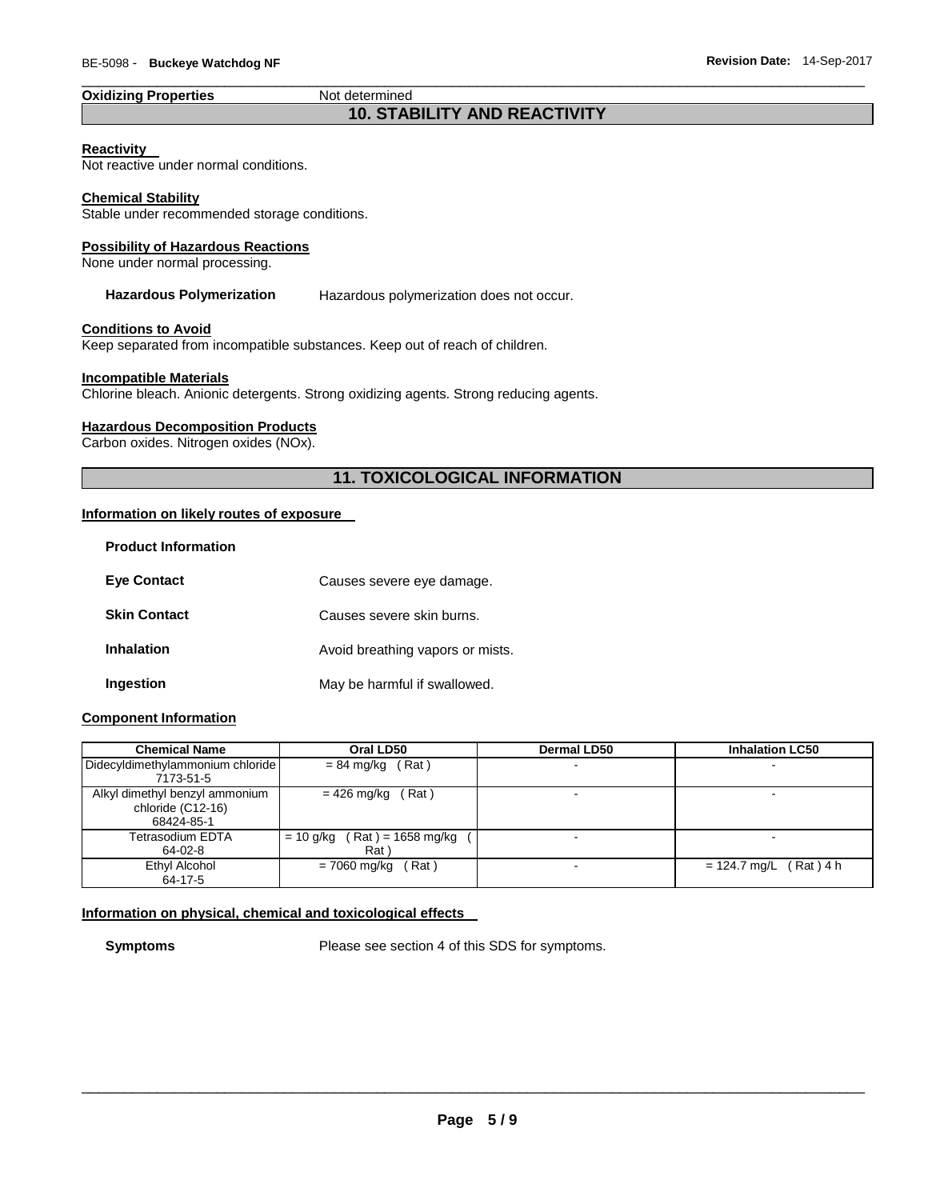**Oxidizing Properties** Not determined

## 10. STABILITY AND REACTIVITY

**Reactivity**
Not reactive under normal conditions.

**Chemical Stability**
Stable under recommended storage conditions.

**Possibility of Hazardous Reactions**
None under normal processing.

**Hazardous Polymerization** Hazardous polymerization does not occur.

**Conditions to Avoid**
Keep separated from incompatible substances. Keep out of reach of children.

**Incompatible Materials**
Chlorine bleach. Anionic detergents. Strong oxidizing agents. Strong reducing agents.

**Hazardous Decomposition Products**
Carbon oxides. Nitrogen oxides (NOx).

## 11. TOXICOLOGICAL INFORMATION

**Information on likely routes of exposure**

**Product Information**

**Eye Contact** Causes severe eye damage.

**Skin Contact** Causes severe skin burns.

**Inhalation** Avoid breathing vapors or mists.

**Ingestion** May be harmful if swallowed.

**Component Information**

| Chemical Name | Oral LD50 | Dermal LD50 | Inhalation LC50 |
| --- | --- | --- | --- |
| Didecyldimethylammonium chloride 7173-51-5 | = 84 mg/kg ( Rat ) | - | - |
| Alkyl dimethyl benzyl ammonium chloride (C12-16) 68424-85-1 | = 426 mg/kg ( Rat ) | - | - |
| Tetrasodium EDTA 64-02-8 | = 10 g/kg ( Rat ) = 1658 mg/kg ( Rat ) | - | - |
| Ethyl Alcohol 64-17-5 | = 7060 mg/kg ( Rat ) | - | = 124.7 mg/L ( Rat ) 4 h |

**Information on physical, chemical and toxicological effects**

**Symptoms** Please see section 4 of this SDS for symptoms.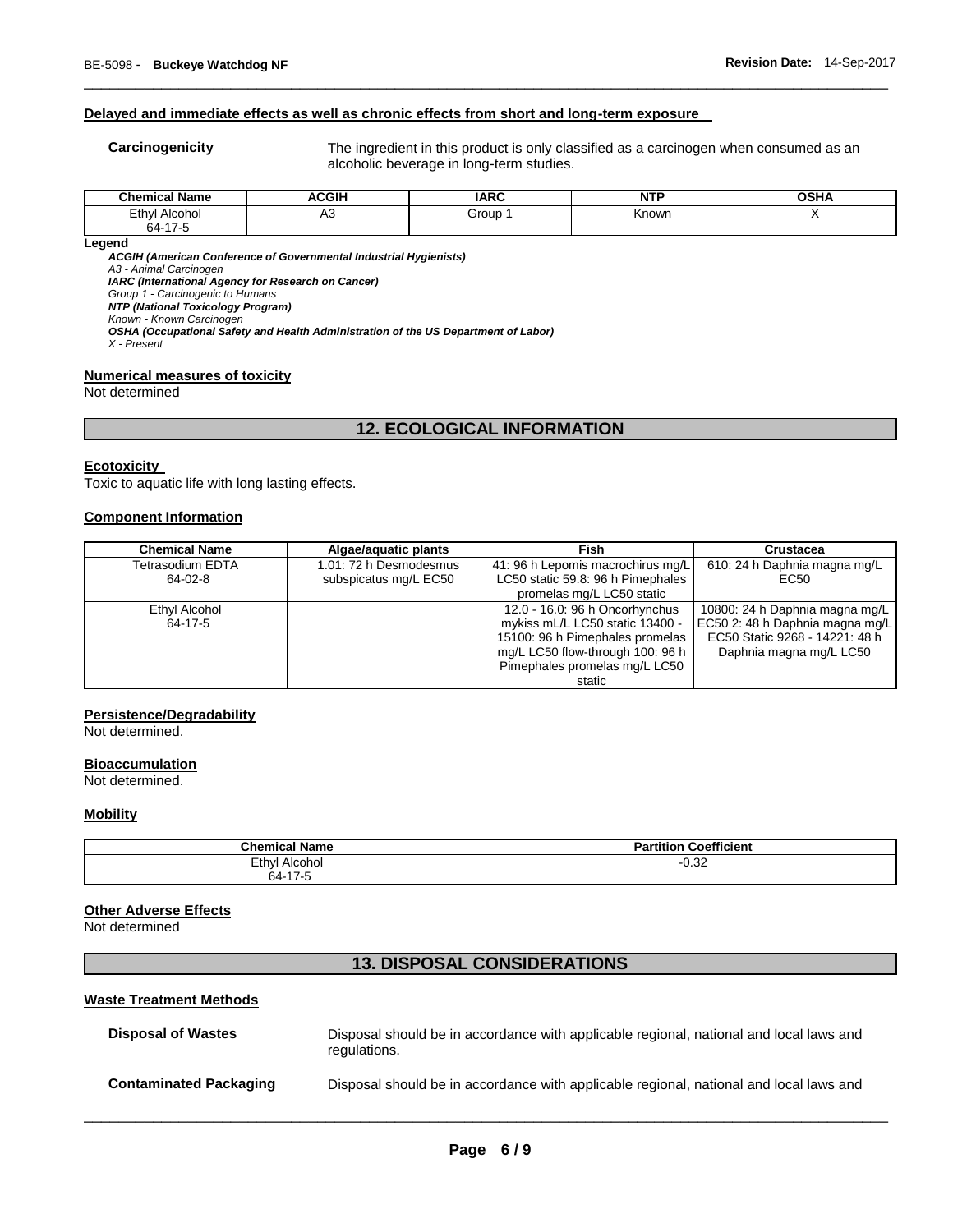#### Delayed and immediate effects as well as chronic effects from short and long-term exposure

**Carcinogenicity** The ingredient in this product is only classified as a carcinogen when consumed as an alcoholic beverage in long-term studies.

| Chemical Name | ACGIH | IARC | NTP | OSHA |
|---|---|---|---|---|
| Ethyl Alcohol<br>64-17-5 | A3 | Group 1 | Known | X |

**Legend**

***ACGIH (American Conference of Governmental Industrial Hygienists)***
*A3 - Animal Carcinogen*
***IARC (International Agency for Research on Cancer)***
*Group 1 - Carcinogenic to Humans*
***NTP (National Toxicology Program)***
*Known - Known Carcinogen*
***OSHA (Occupational Safety and Health Administration of the US Department of Labor)***
*X - Present*

#### Numerical measures of toxicity

Not determined

## 12. ECOLOGICAL INFORMATION

#### Ecotoxicity

Toxic to aquatic life with long lasting effects.

#### Component Information

| Chemical Name | Algae/aquatic plants | Fish | Crustacea |
|---|---|---|---|
| Tetrasodium EDTA<br>64-02-8 | 1.01: 72 h Desmodesmus subspicatus mg/L EC50 | 41: 96 h Lepomis macrochirus mg/L LC50 static 59.8: 96 h Pimephales promelas mg/L LC50 static | 610: 24 h Daphnia magna mg/L EC50 |
| Ethyl Alcohol<br>64-17-5 | | 12.0 - 16.0: 96 h Oncorhynchus mykiss mL/L LC50 static 13400 - 15100: 96 h Pimephales promelas mg/L LC50 flow-through 100: 96 h Pimephales promelas mg/L LC50 static | 10800: 24 h Daphnia magna mg/L EC50 2: 48 h Daphnia magna mg/L EC50 Static 9268 - 14221: 48 h Daphnia magna mg/L LC50 |

#### Persistence/Degradability

Not determined.

#### Bioaccumulation

Not determined.

#### Mobility

| Chemical Name | Partition Coefficient |
|---|---|
| Ethyl Alcohol<br>64-17-5 | -0.32 |

#### Other Adverse Effects

Not determined

## 13. DISPOSAL CONSIDERATIONS

#### Waste Treatment Methods

**Disposal of Wastes** Disposal should be in accordance with applicable regional, national and local laws and regulations.

**Contaminated Packaging** Disposal should be in accordance with applicable regional, national and local laws and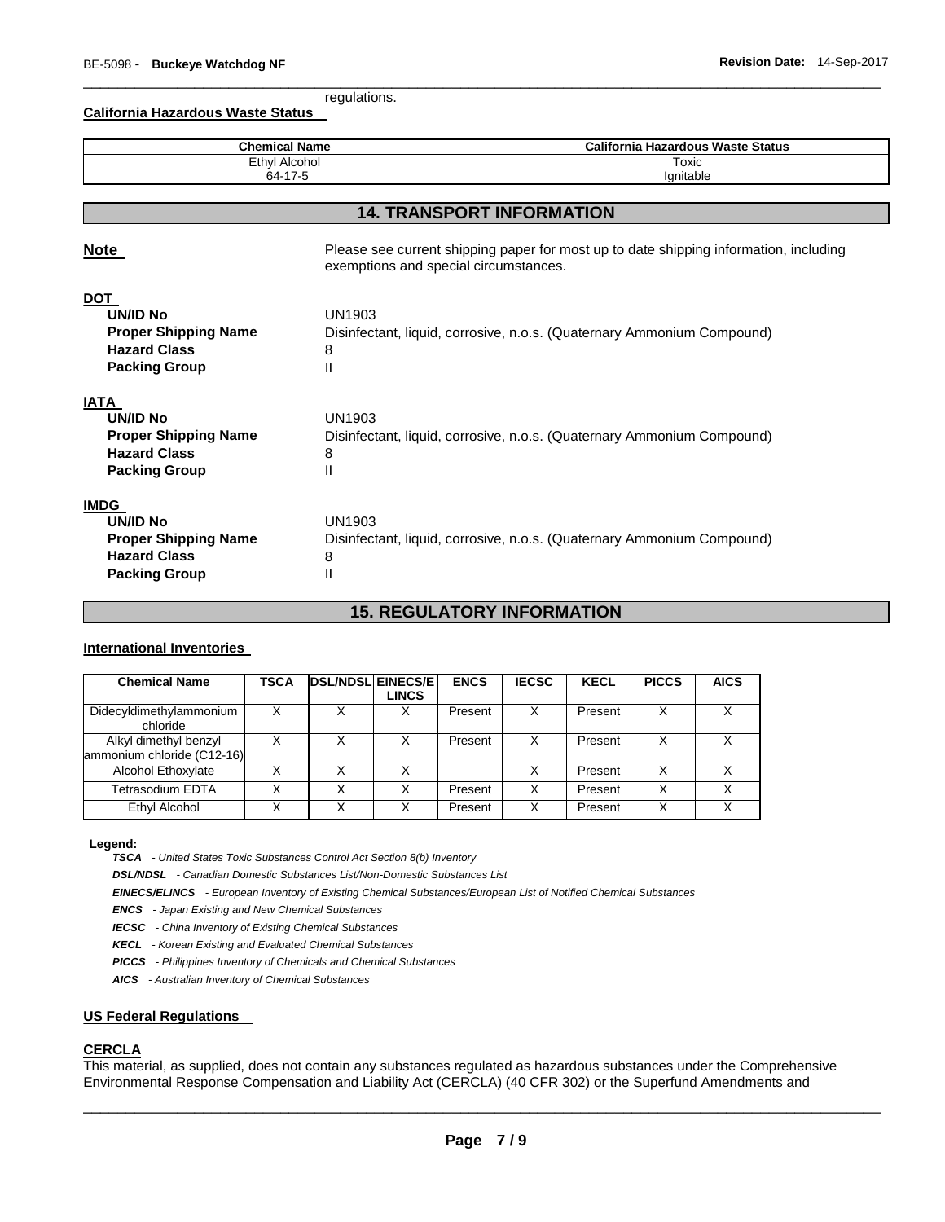regulations.

**California Hazardous Waste Status**

| Chemical Name | California Hazardous Waste Status |
|---|---|
| Ethyl Alcohol<br>64-17-5 | Toxic<br>Ignitable |

## 14. TRANSPORT INFORMATION

**Note** Please see current shipping paper for most up to date shipping information, including exemptions and special circumstances.

**DOT**

**UN/ID No** UN1903
**Proper Shipping Name** Disinfectant, liquid, corrosive, n.o.s. (Quaternary Ammonium Compound)
**Hazard Class** 8
**Packing Group** II

**IATA**

**UN/ID No** UN1903
**Proper Shipping Name** Disinfectant, liquid, corrosive, n.o.s. (Quaternary Ammonium Compound)
**Hazard Class** 8
**Packing Group** II

**IMDG**

**UN/ID No** UN1903
**Proper Shipping Name** Disinfectant, liquid, corrosive, n.o.s. (Quaternary Ammonium Compound)
**Hazard Class** 8
**Packing Group** II

## 15. REGULATORY INFORMATION

**International Inventories**

| Chemical Name | TSCA | DSL/NDSL | EINECS/ELINCS | ENCS | IECSC | KECL | PICCS | AICS |
|---|---|---|---|---|---|---|---|---|
| Didecyldimethylammonium chloride | X | X | X | Present | X | Present | X | X |
| Alkyl dimethyl benzyl ammonium chloride (C12-16) | X | X | X | Present | X | Present | X | X |
| Alcohol Ethoxylate | X | X | X | | X | Present | X | X |
| Tetrasodium EDTA | X | X | X | Present | X | Present | X | X |
| Ethyl Alcohol | X | X | X | Present | X | Present | X | X |

**Legend:**

***TSCA*** *- United States Toxic Substances Control Act Section 8(b) Inventory*
***DSL/NDSL*** *- Canadian Domestic Substances List/Non-Domestic Substances List*
***EINECS/ELINCS*** *- European Inventory of Existing Chemical Substances/European List of Notified Chemical Substances*
***ENCS*** *- Japan Existing and New Chemical Substances*
***IECSC*** *- China Inventory of Existing Chemical Substances*
***KECL*** *- Korean Existing and Evaluated Chemical Substances*
***PICCS*** *- Philippines Inventory of Chemicals and Chemical Substances*
***AICS*** *- Australian Inventory of Chemical Substances*

**US Federal Regulations**

**CERCLA**

This material, as supplied, does not contain any substances regulated as hazardous substances under the Comprehensive Environmental Response Compensation and Liability Act (CERCLA) (40 CFR 302) or the Superfund Amendments and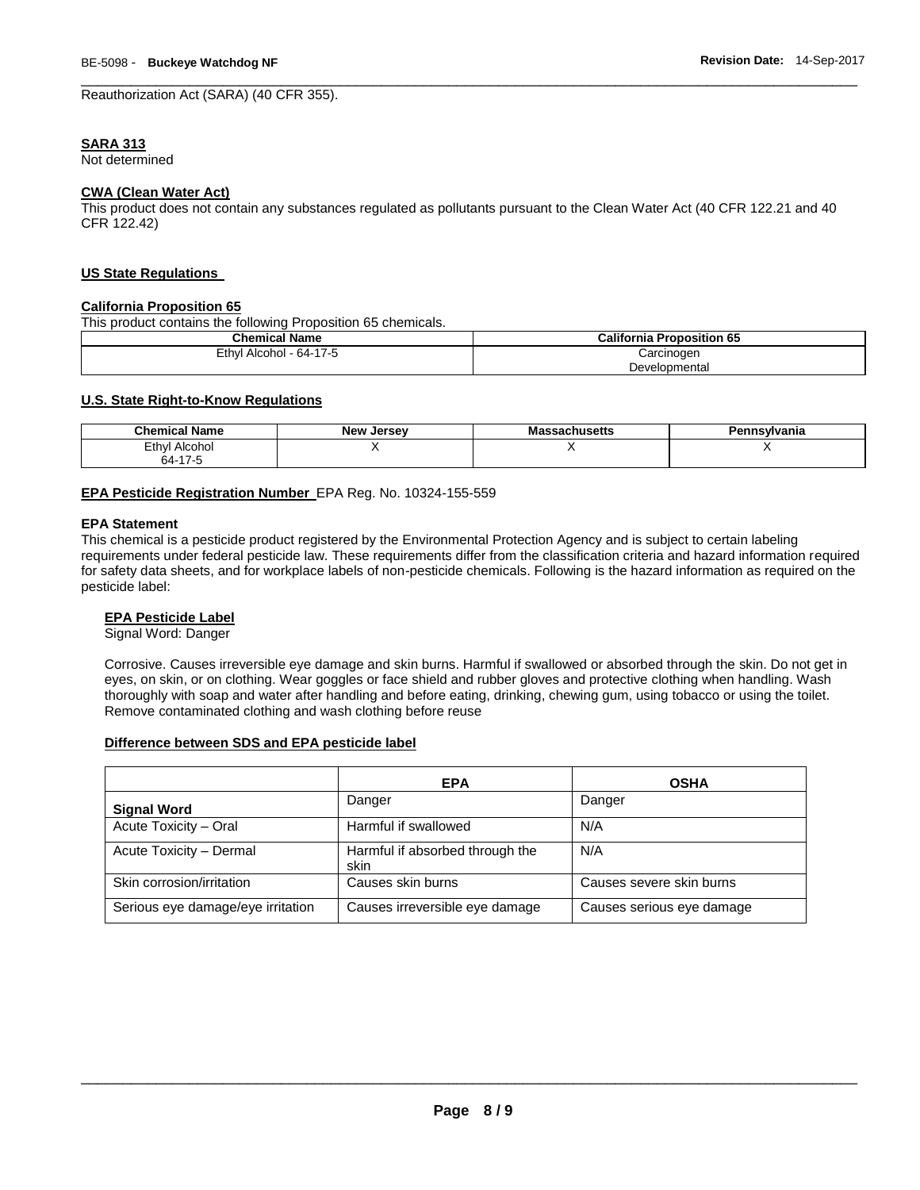Reauthorization Act (SARA) (40 CFR 355).

**SARA 313**

Not determined

**CWA (Clean Water Act)**

This product does not contain any substances regulated as pollutants pursuant to the Clean Water Act (40 CFR 122.21 and 40 CFR 122.42)

## US State Regulations

**California Proposition 65**

This product contains the following Proposition 65 chemicals.

| Chemical Name | California Proposition 65 |
|---|---|
| Ethyl Alcohol - 64-17-5 | Carcinogen<br>Developmental |

**U.S. State Right-to-Know Regulations**

| Chemical Name | New Jersey | Massachusetts | Pennsylvania |
|---|---|---|---|
| Ethyl Alcohol<br>64-17-5 | X | X | X |

**EPA Pesticide Registration Number** EPA Reg. No. 10324-155-559

**EPA Statement**

This chemical is a pesticide product registered by the Environmental Protection Agency and is subject to certain labeling requirements under federal pesticide law. These requirements differ from the classification criteria and hazard information required for safety data sheets, and for workplace labels of non-pesticide chemicals. Following is the hazard information as required on the pesticide label:

**EPA Pesticide Label**

Signal Word: Danger

Corrosive. Causes irreversible eye damage and skin burns. Harmful if swallowed or absorbed through the skin. Do not get in eyes, on skin, or on clothing. Wear goggles or face shield and rubber gloves and protective clothing when handling. Wash thoroughly with soap and water after handling and before eating, drinking, chewing gum, using tobacco or using the toilet. Remove contaminated clothing and wash clothing before reuse

**Difference between SDS and EPA pesticide label**

| | EPA | OSHA |
|---|---|---|
| Signal Word | Danger | Danger |
| Acute Toxicity – Oral | Harmful if swallowed | N/A |
| Acute Toxicity – Dermal | Harmful if absorbed through the skin | N/A |
| Skin corrosion/irritation | Causes skin burns | Causes severe skin burns |
| Serious eye damage/eye irritation | Causes irreversible eye damage | Causes serious eye damage |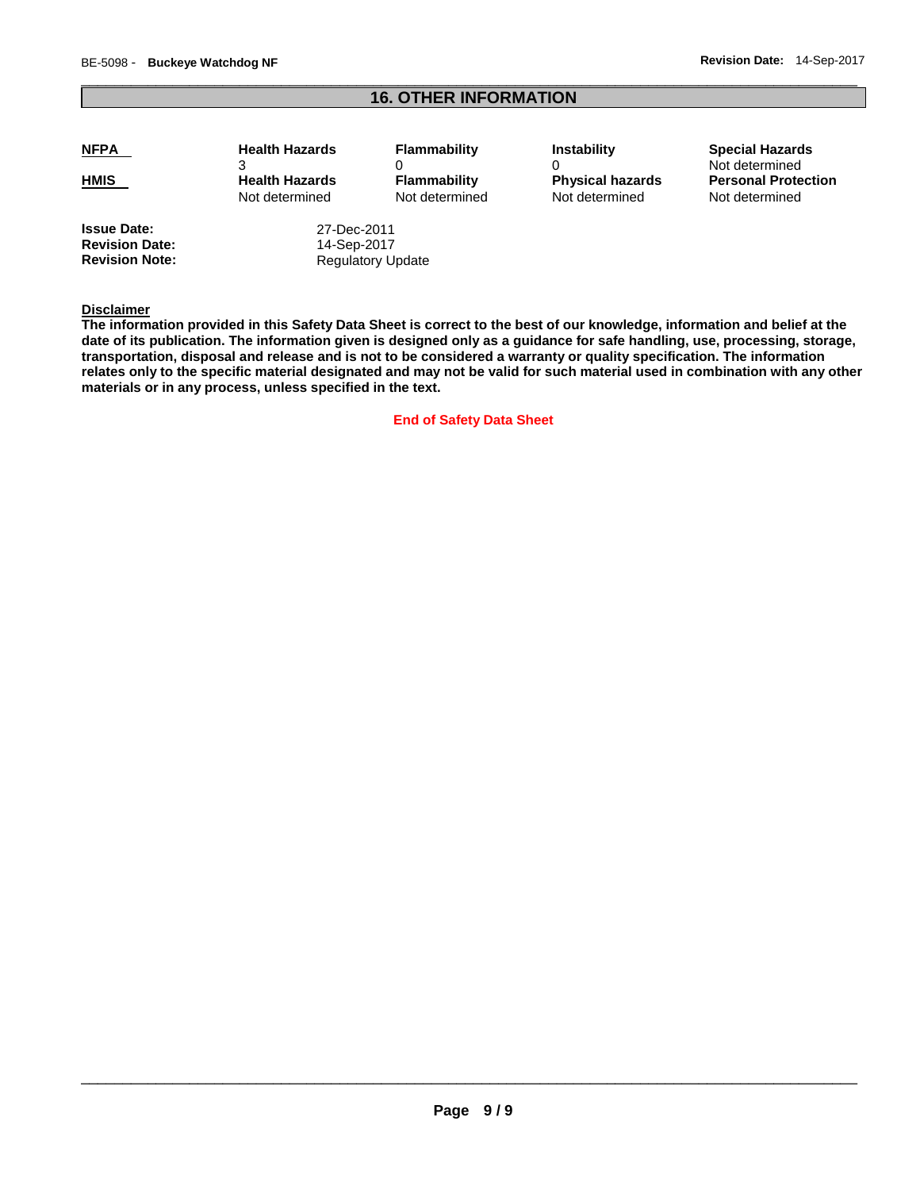## 16. OTHER INFORMATION

| | | | | |
|---|---|---|---|---|
| **NFPA** | **Health Hazards**<br>3 | **Flammability**<br>0 | **Instability**<br>0 | **Special Hazards**<br>Not determined |
| **HMIS** | **Health Hazards**<br>Not determined | **Flammability**<br>Not determined | **Physical hazards**<br>Not determined | **Personal Protection**<br>Not determined |

**Issue Date:** 27-Dec-2011
**Revision Date:** 14-Sep-2017
**Revision Note:** Regulatory Update

**Disclaimer**

**The information provided in this Safety Data Sheet is correct to the best of our knowledge, information and belief at the date of its publication. The information given is designed only as a guidance for safe handling, use, processing, storage, transportation, disposal and release and is not to be considered a warranty or quality specification. The information relates only to the specific material designated and may not be valid for such material used in combination with any other materials or in any process, unless specified in the text.**

**End of Safety Data Sheet**